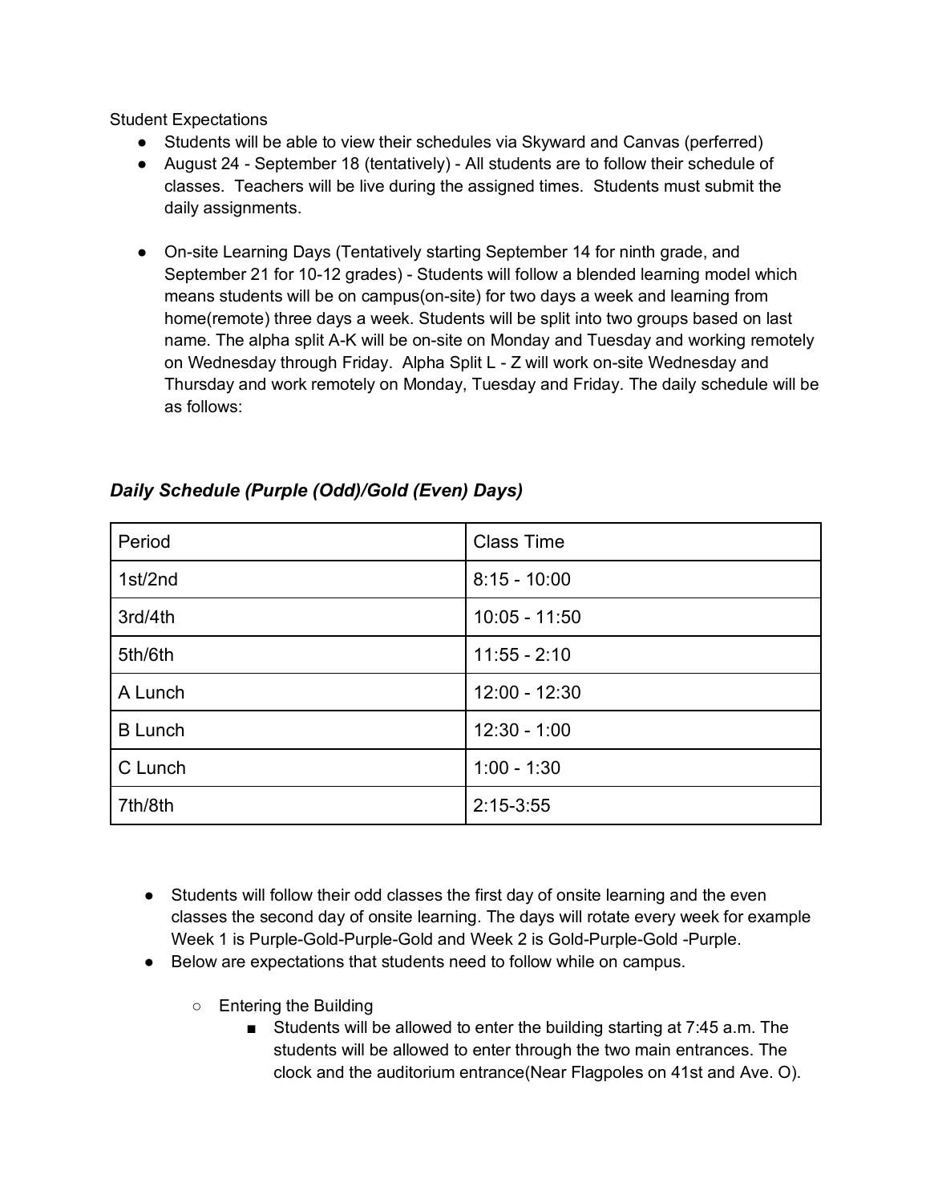Student Expectations

- Students will be able to view their schedules via Skyward and Canvas (perferred)
- August 24 - September 18 (tentatively) - All students are to follow their schedule of classes. Teachers will be live during the assigned times. Students must submit the daily assignments.

- On-site Learning Days (Tentatively starting September 14 for ninth grade, and September 21 for 10-12 grades) - Students will follow a blended learning model which means students will be on campus(on-site) for two days a week and learning from home(remote) three days a week. Students will be split into two groups based on last name. The alpha split A-K will be on-site on Monday and Tuesday and working remotely on Wednesday through Friday. Alpha Split L - Z will work on-site Wednesday and Thursday and work remotely on Monday, Tuesday and Friday. The daily schedule will be as follows:

### *Daily Schedule (Purple (Odd)/Gold (Even) Days)*

| Period | Class Time |
|---|---|
| 1st/2nd | 8:15 - 10:00 |
| 3rd/4th | 10:05 - 11:50 |
| 5th/6th | 11:55 - 2:10 |
| A Lunch | 12:00 - 12:30 |
| B Lunch | 12:30 - 1:00 |
| C Lunch | 1:00 - 1:30 |
| 7th/8th | 2:15-3:55 |

- Students will follow their odd classes the first day of onsite learning and the even classes the second day of onsite learning. The days will rotate every week for example Week 1 is Purple-Gold-Purple-Gold and Week 2 is Gold-Purple-Gold -Purple.
- Below are expectations that students need to follow while on campus.
  - Entering the Building
    - Students will be allowed to enter the building starting at 7:45 a.m. The students will be allowed to enter through the two main entrances. The clock and the auditorium entrance(Near Flagpoles on 41st and Ave. O).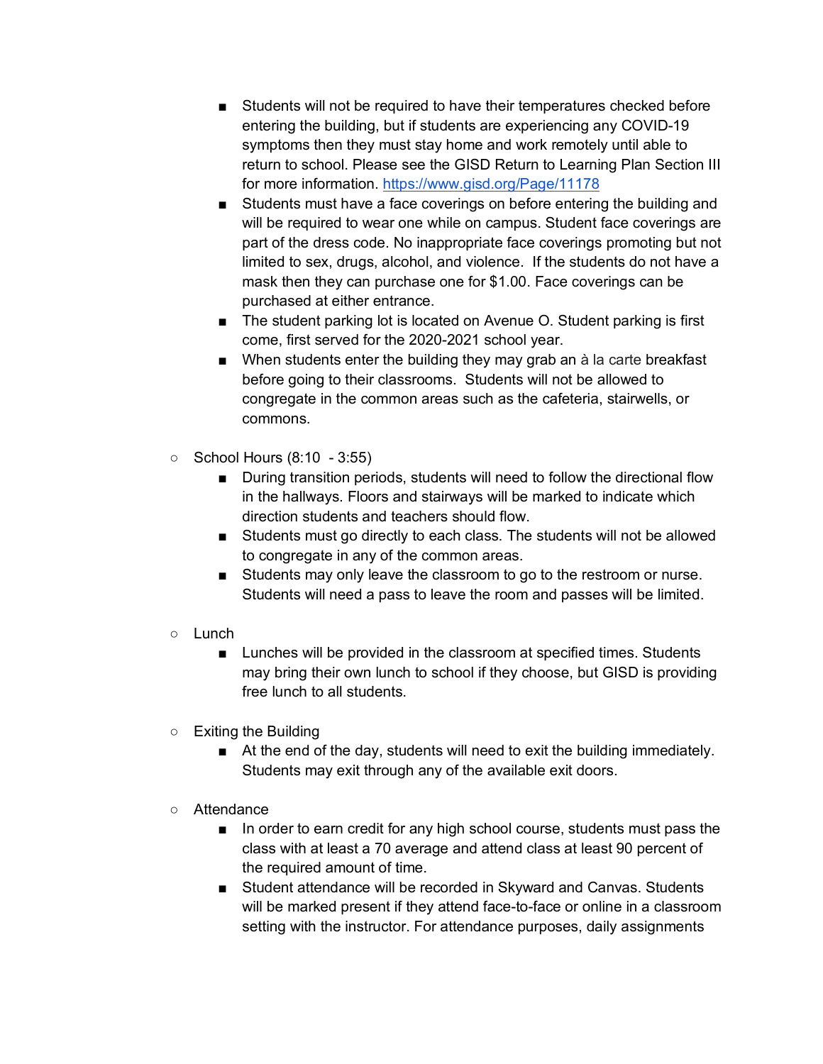- Students will not be required to have their temperatures checked before entering the building, but if students are experiencing any COVID-19 symptoms then they must stay home and work remotely until able to return to school. Please see the GISD Return to Learning Plan Section III for more information. [https://www.gisd.org/Page/11178](https://www.gisd.org/Page/11178)
        - Students must have a face coverings on before entering the building and will be required to wear one while on campus. Student face coverings are part of the dress code. No inappropriate face coverings promoting but not limited to sex, drugs, alcohol, and violence. If the students do not have a mask then they can purchase one for $1.00. Face coverings can be purchased at either entrance.
        - The student parking lot is located on Avenue O. Student parking is first come, first served for the 2020-2021 school year.
        - When students enter the building they may grab an à la carte breakfast before going to their classrooms. Students will not be allowed to congregate in the common areas such as the cafeteria, stairwells, or commons.

    - School Hours (8:10 - 3:55)
        - During transition periods, students will need to follow the directional flow in the hallways. Floors and stairways will be marked to indicate which direction students and teachers should flow.
        - Students must go directly to each class. The students will not be allowed to congregate in any of the common areas.
        - Students may only leave the classroom to go to the restroom or nurse. Students will need a pass to leave the room and passes will be limited.

    - Lunch
        - Lunches will be provided in the classroom at specified times. Students may bring their own lunch to school if they choose, but GISD is providing free lunch to all students.

    - Exiting the Building
        - At the end of the day, students will need to exit the building immediately. Students may exit through any of the available exit doors.

    - Attendance
        - In order to earn credit for any high school course, students must pass the class with at least a 70 average and attend class at least 90 percent of the required amount of time.
        - Student attendance will be recorded in Skyward and Canvas. Students will be marked present if they attend face-to-face or online in a classroom setting with the instructor. For attendance purposes, daily assignments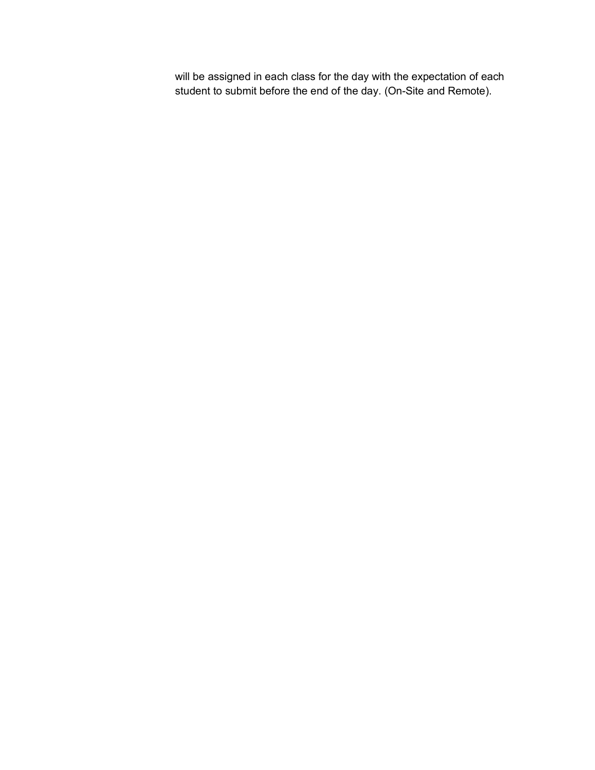will be assigned in each class for the day with the expectation of each student to submit before the end of the day. (On-Site and Remote).